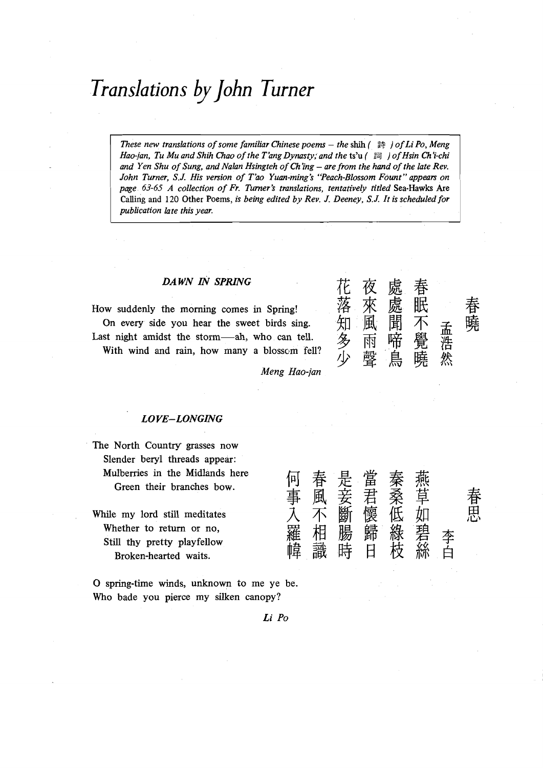# *Translations by John Turner*

> *These new translations of some familiar Chinese poems – the* shih ( 詩 ) *of Li Po, Meng Hao-jan, Tu Mu and Shih Chao of the T'ang Dynasty; and the* ts'u ( 詞 ) *of Hsin Ch'i-chi and Yen Shu of Sung, and Nalan Hsingteh of Ch'ing – are from the hand of the late Rev. John Turner, S.J. His version of T'ao Yuan-ming's "Peach-Blossom Fount" appears on page 63-65 A collection of Fr. Turner's translations, tentatively titled* Sea-Hawks Are Calling and 120 Other Poems, *is being edited by Rev. J. Deeney, S.J. It is scheduled for publication late this year.*

### *DAWN IN SPRING*

How suddenly the morning comes in Spring!
On every side you hear the sweet birds sing.
Last night amidst the storm—ah, who can tell.
With wind and rain, how many a blossom fell?

*Meng Hao-jan*

春曉

孟浩然

春眠不覺曉
處處聞啼鳥
夜來風雨聲
花落知多少

### *LOVE–LONGING*

The North Country grasses now
Slender beryl threads appear:
Mulberries in the Midlands here
Green their branches bow.

While my lord still meditates
Whether to return or no,
Still thy pretty playfellow
Broken-hearted waits.

O spring-time winds, unknown to me ye be.
Who bade you pierce my silken canopy?

*Li Po*

春思

李白

燕草如碧絲
秦桑低綠枝
當君懷歸日
是妾斷腸時
春風不相識
何事入羅幃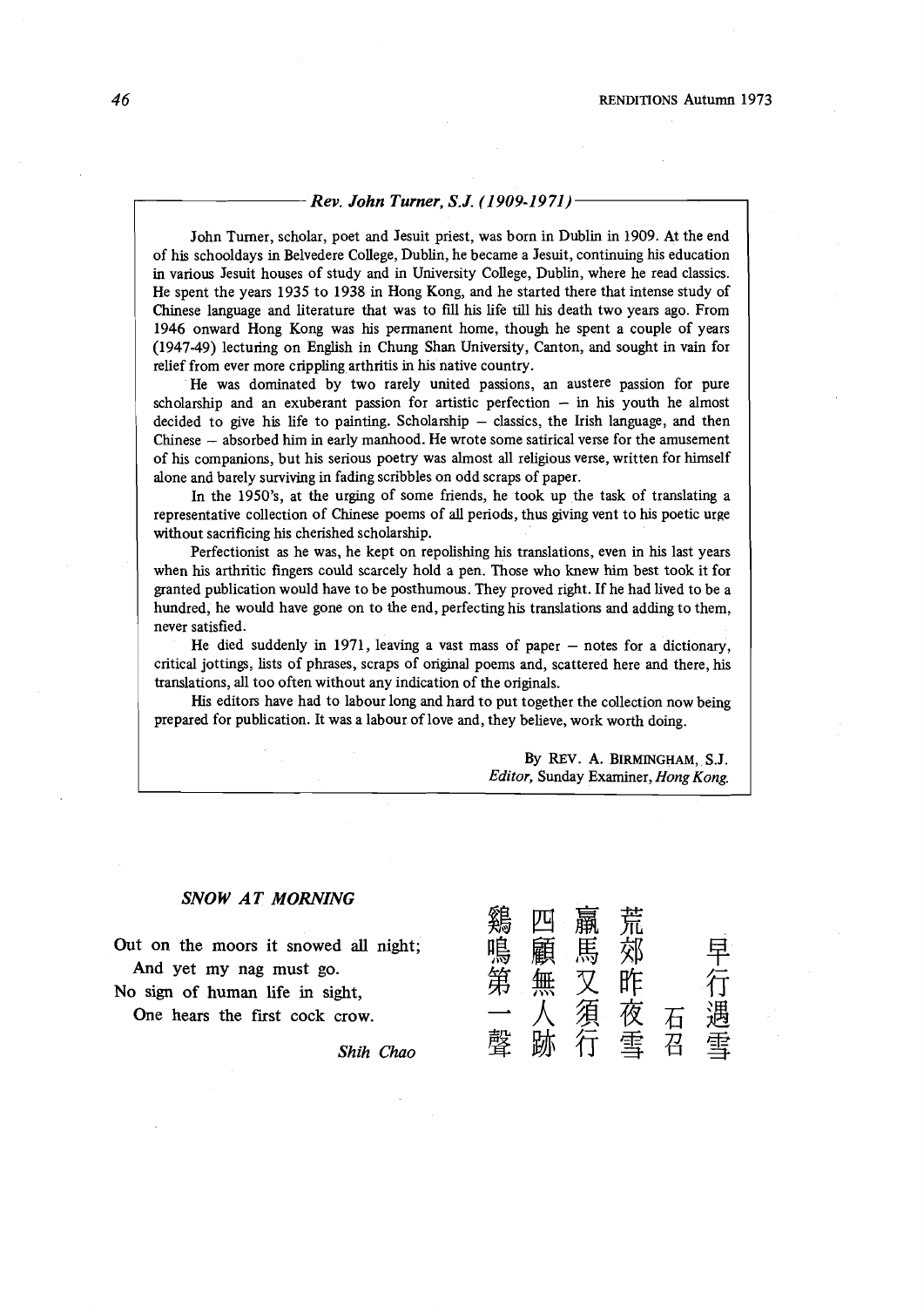### *Rev. John Turner, S.J. (1909-1971)*

John Turner, scholar, poet and Jesuit priest, was born in Dublin in 1909. At the end of his schooldays in Belvedere College, Dublin, he became a Jesuit, continuing his education in various Jesuit houses of study and in University College, Dublin, where he read classics. He spent the years 1935 to 1938 in Hong Kong, and he started there that intense study of Chinese language and literature that was to fill his life till his death two years ago. From 1946 onward Hong Kong was his permanent home, though he spent a couple of years (1947-49) lecturing on English in Chung Shan University, Canton, and sought in vain for relief from ever more crippling arthritis in his native country.

He was dominated by two rarely united passions, an austere passion for pure scholarship and an exuberant passion for artistic perfection – in his youth he almost decided to give his life to painting. Scholarship – classics, the Irish language, and then Chinese – absorbed him in early manhood. He wrote some satirical verse for the amusement of his companions, but his serious poetry was almost all religious verse, written for himself alone and barely surviving in fading scribbles on odd scraps of paper.

In the 1950's, at the urging of some friends, he took up the task of translating a representative collection of Chinese poems of all periods, thus giving vent to his poetic urge without sacrificing his cherished scholarship.

Perfectionist as he was, he kept on repolishing his translations, even in his last years when his arthritic fingers could scarcely hold a pen. Those who knew him best took it for granted publication would have to be posthumous. They proved right. If he had lived to be a hundred, he would have gone on to the end, perfecting his translations and adding to them, never satisfied.

He died suddenly in 1971, leaving a vast mass of paper – notes for a dictionary, critical jottings, lists of phrases, scraps of original poems and, scattered here and there, his translations, all too often without any indication of the originals.

His editors have had to labour long and hard to put together the collection now being prepared for publication. It was a labour of love and, they believe, work worth doing.

By REV. A. BIRMINGHAM, S.J.
*Editor,* Sunday Examiner, *Hong Kong.*

### *SNOW AT MORNING*

Out on the moors it snowed all night;
And yet my nag must go.
No sign of human life in sight,
One hears the first cock crow.

*Shih Chao*

早行遇雪

石召

荒郊昨夜雪
羸馬又須行
四顧無人跡
鷄鳴第一聲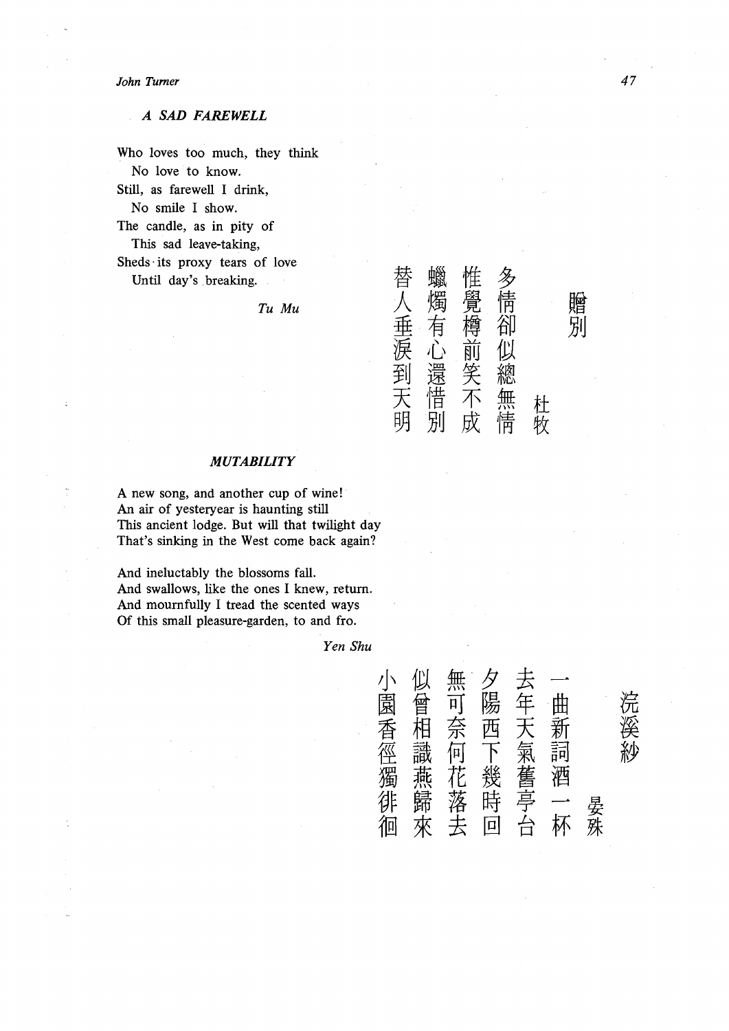### A SAD FAREWELL

Who loves too much, they think  
  No love to know.  
Still, as farewell I drink,  
  No smile I show.  
The candle, as in pity of  
  This sad leave-taking,  
Sheds its proxy tears of love  
  Until day's breaking.

*Tu Mu*

贈別

杜牧

多情卻似總無情  
惟覺樽前笑不成  
蠟燭有心還惜別  
替人垂淚到天明

### MUTABILITY

A new song, and another cup of wine!  
An air of yesteryear is haunting still  
This ancient lodge. But will that twilight day  
That's sinking in the West come back again?

And ineluctably the blossoms fall.  
And swallows, like the ones I knew, return.  
And mournfully I tread the scented ways  
Of this small pleasure-garden, to and fro.

*Yen Shu*

浣溪紗

晏殊

一曲新詞酒一杯  
去年天氣舊亭台  
夕陽西下幾時回  
無可奈何花落去  
似曾相識燕歸來  
小園香徑獨徘徊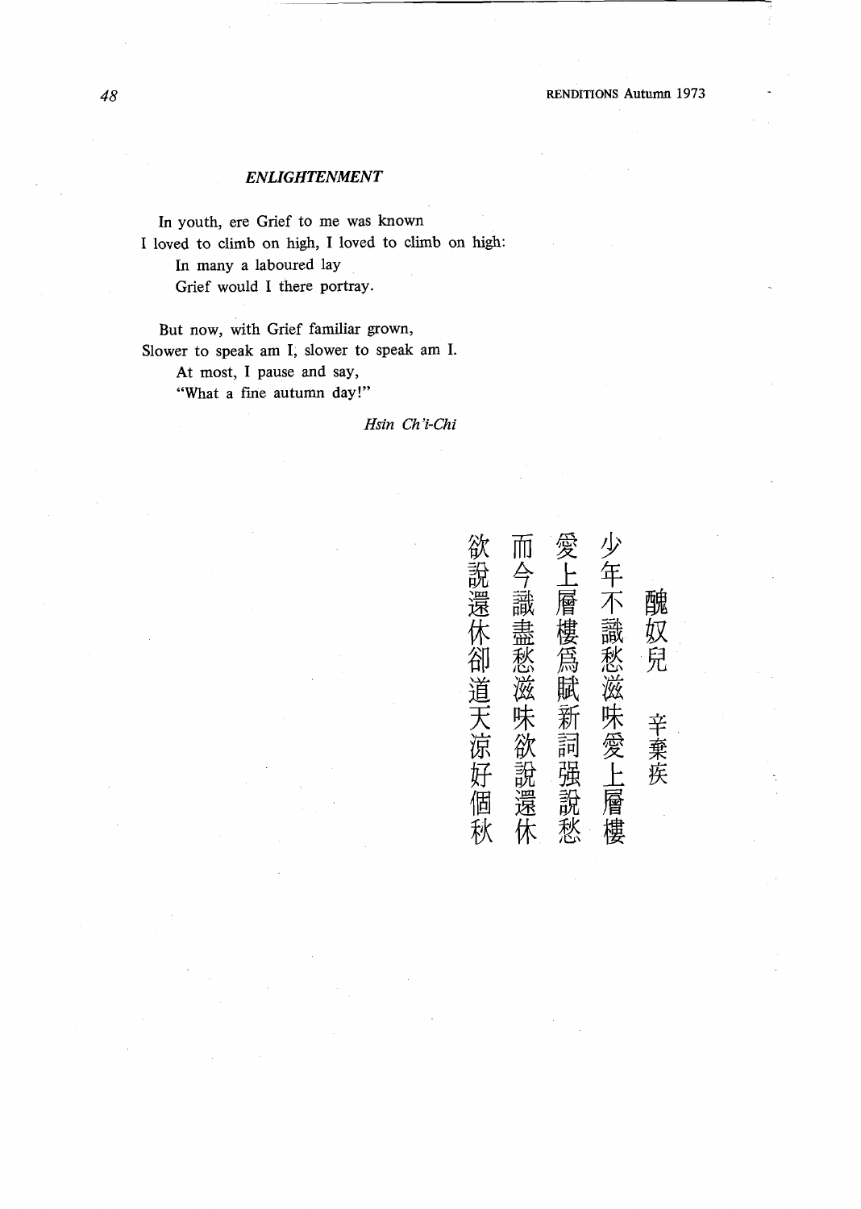### *ENLIGHTENMENT*

In youth, ere Grief to me was known  
I loved to climb on high, I loved to climb on high:  
In many a laboured lay  
Grief would I there portray.

But now, with Grief familiar grown,  
Slower to speak am I, slower to speak am I.  
At most, I pause and say,  
"What a fine autumn day!"

*Hsin Ch'i-Chi*

醜奴兒　辛棄疾

少年不識愁滋味愛上層樓  
愛上層樓爲賦新詞强說愁  
而今識盡愁滋味欲說還休  
欲說還休卻道天涼好個秋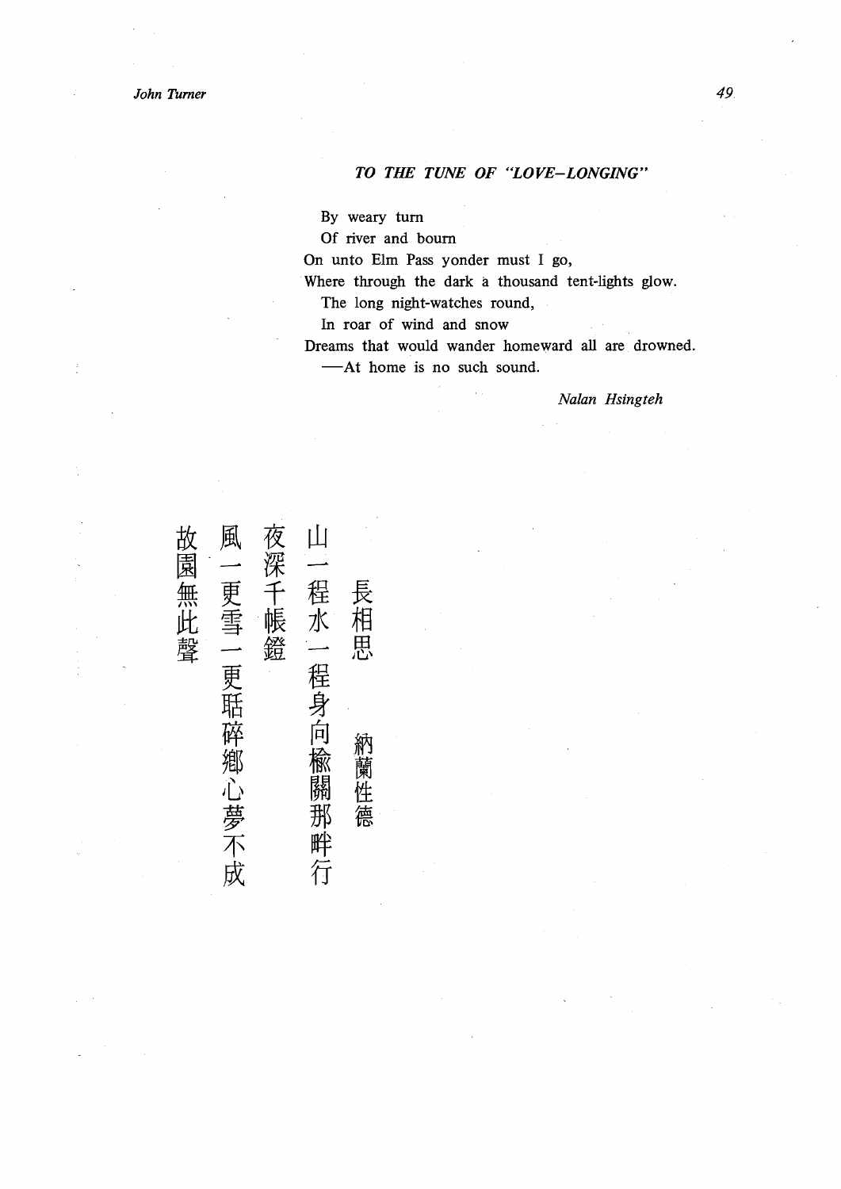### *TO THE TUNE OF "LOVE–LONGING"*

By weary turn  
Of river and bourn  
On unto Elm Pass yonder must I go,  
Where through the dark a thousand tent-lights glow.  
The long night-watches round,  
In roar of wind and snow  
Dreams that would wander homeward all are drowned.  
—At home is no such sound.

*Nalan Hsingteh*

長相思　納蘭性德

山一程水一程身向楡關那畔行  
夜深千帳鐙  
風一更雪一更聒碎鄉心夢不成  
故園無此聲